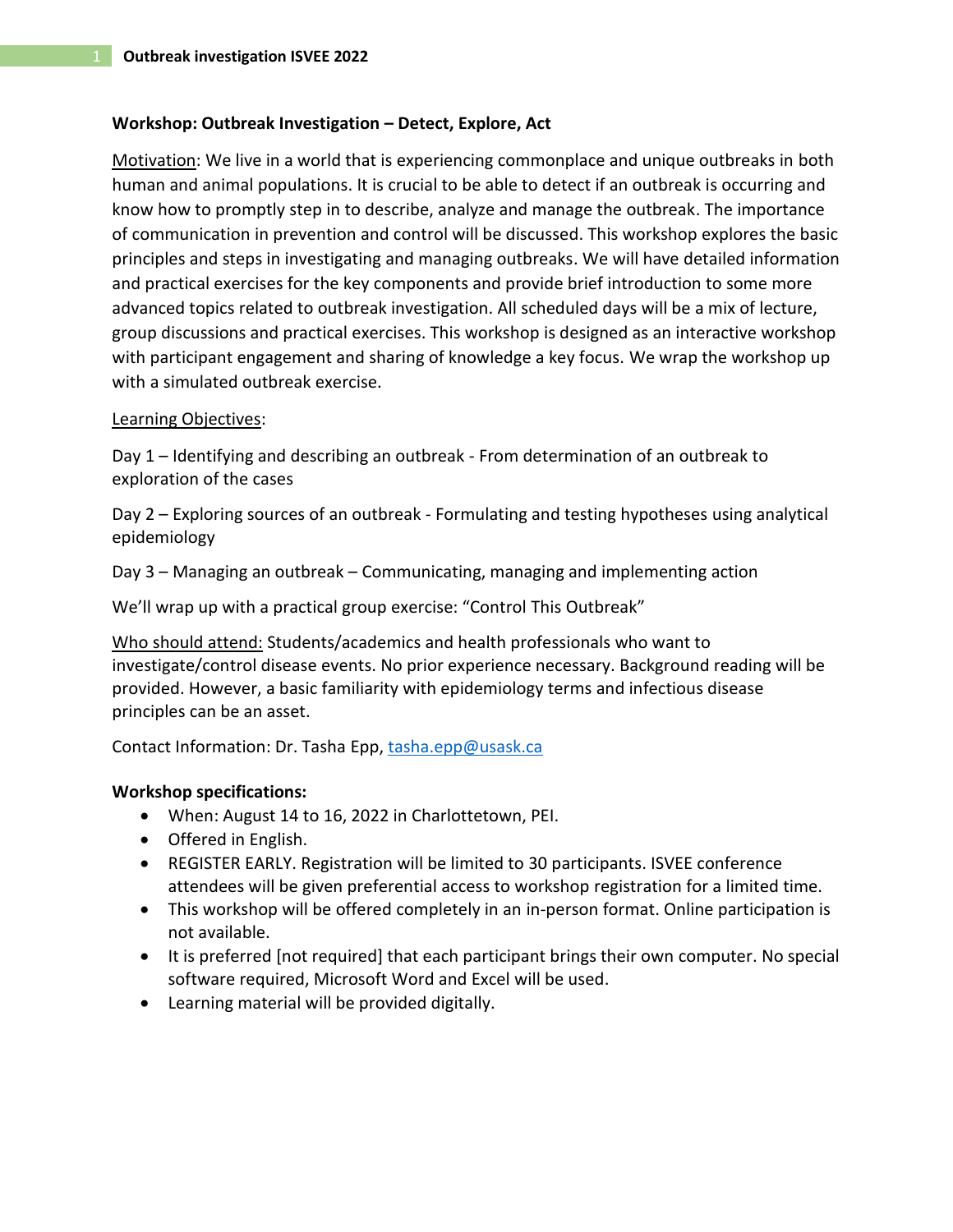## Workshop: Outbreak Investigation – Detect, Explore, Act

Motivation: We live in a world that is experiencing commonplace and unique outbreaks in both human and animal populations. It is crucial to be able to detect if an outbreak is occurring and know how to promptly step in to describe, analyze and manage the outbreak. The importance of communication in prevention and control will be discussed. This workshop explores the basic principles and steps in investigating and managing outbreaks. We will have detailed information and practical exercises for the key components and provide brief introduction to some more advanced topics related to outbreak investigation. All scheduled days will be a mix of lecture, group discussions and practical exercises. This workshop is designed as an interactive workshop with participant engagement and sharing of knowledge a key focus. We wrap the workshop up with a simulated outbreak exercise.

Learning Objectives:

Day 1 – Identifying and describing an outbreak - From determination of an outbreak to exploration of the cases

Day 2 – Exploring sources of an outbreak - Formulating and testing hypotheses using analytical epidemiology

Day 3 – Managing an outbreak – Communicating, managing and implementing action

We'll wrap up with a practical group exercise: "Control This Outbreak"

Who should attend: Students/academics and health professionals who want to investigate/control disease events. No prior experience necessary. Background reading will be provided. However, a basic familiarity with epidemiology terms and infectious disease principles can be an asset.

Contact Information: Dr. Tasha Epp, tasha.epp@usask.ca

**Workshop specifications:**

- When: August 14 to 16, 2022 in Charlottetown, PEI.
- Offered in English.
- REGISTER EARLY. Registration will be limited to 30 participants. ISVEE conference attendees will be given preferential access to workshop registration for a limited time.
- This workshop will be offered completely in an in-person format. Online participation is not available.
- It is preferred [not required] that each participant brings their own computer. No special software required, Microsoft Word and Excel will be used.
- Learning material will be provided digitally.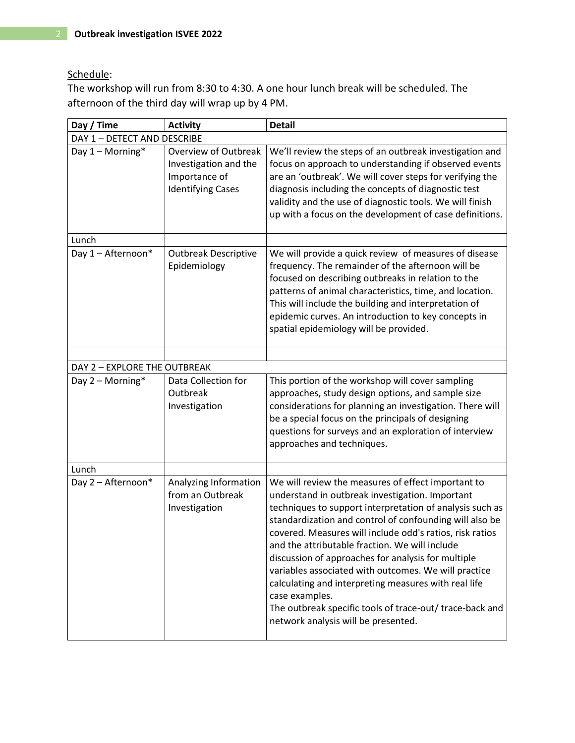Schedule:

The workshop will run from 8:30 to 4:30. A one hour lunch break will be scheduled. The afternoon of the third day will wrap up by 4 PM.

| Day / Time | Activity | Detail |
|---|---|---|
| DAY 1 – DETECT AND DESCRIBE | | |
| Day 1 – Morning* | Overview of Outbreak Investigation and the Importance of Identifying Cases | We'll review the steps of an outbreak investigation and focus on approach to understanding if observed events are an 'outbreak'. We will cover steps for verifying the diagnosis including the concepts of diagnostic test validity and the use of diagnostic tools. We will finish up with a focus on the development of case definitions. |
| Lunch | | |
| Day 1 – Afternoon* | Outbreak Descriptive Epidemiology | We will provide a quick review of measures of disease frequency. The remainder of the afternoon will be focused on describing outbreaks in relation to the patterns of animal characteristics, time, and location. This will include the building and interpretation of epidemic curves. An introduction to key concepts in spatial epidemiology will be provided. |
| | | |
| DAY 2 – EXPLORE THE OUTBREAK | | |
| Day 2 – Morning* | Data Collection for Outbreak Investigation | This portion of the workshop will cover sampling approaches, study design options, and sample size considerations for planning an investigation. There will be a special focus on the principals of designing questions for surveys and an exploration of interview approaches and techniques. |
| Lunch | | |
| Day 2 – Afternoon* | Analyzing Information from an Outbreak Investigation | We will review the measures of effect important to understand in outbreak investigation. Important techniques to support interpretation of analysis such as standardization and control of confounding will also be covered. Measures will include odd's ratios, risk ratios and the attributable fraction. We will include discussion of approaches for analysis for multiple variables associated with outcomes. We will practice calculating and interpreting measures with real life case examples.<br>The outbreak specific tools of trace-out/ trace-back and network analysis will be presented. |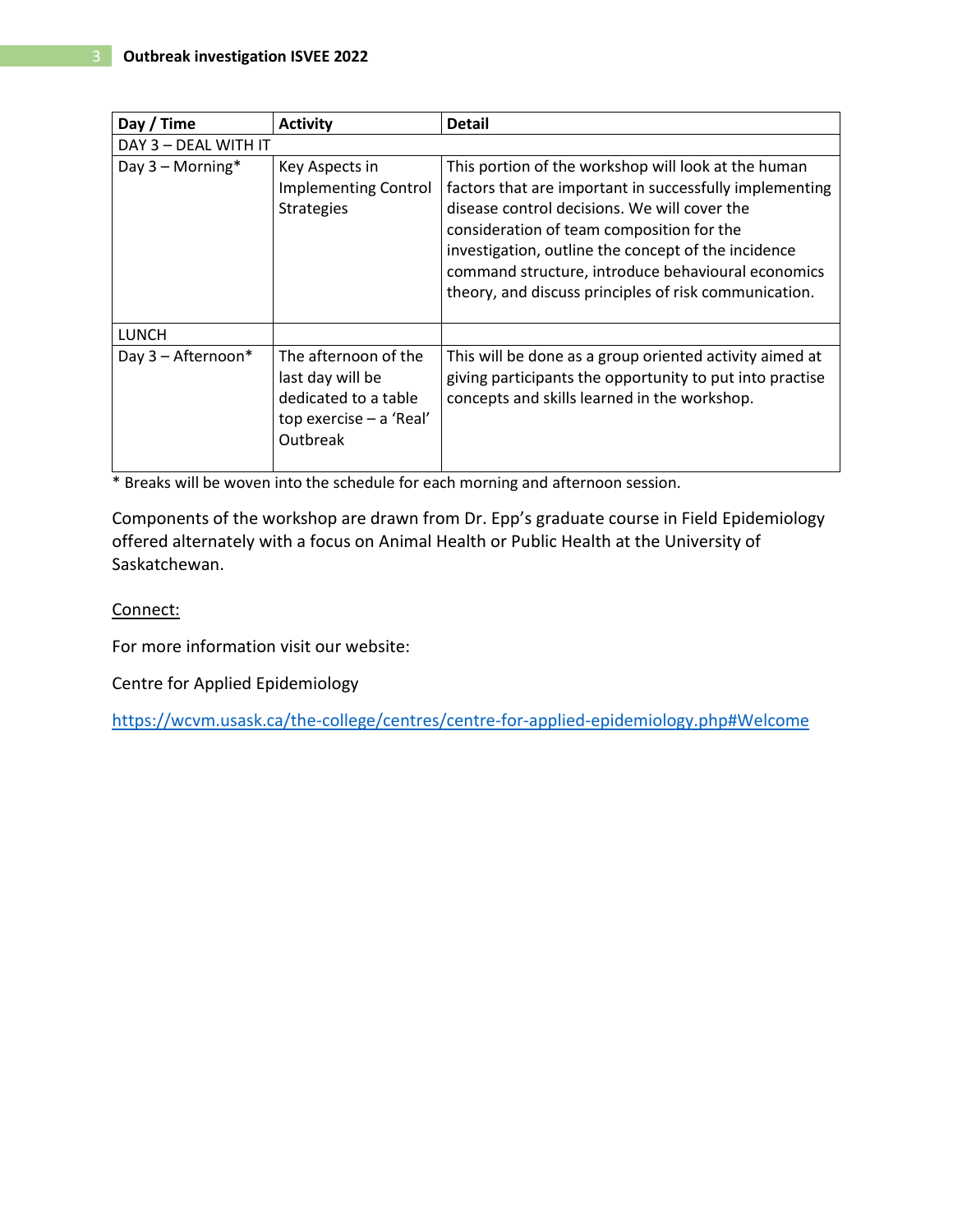| Day / Time | Activity | Detail |
|---|---|---|
| DAY 3 – DEAL WITH IT | | |
| Day 3 – Morning* | Key Aspects in Implementing Control Strategies | This portion of the workshop will look at the human factors that are important in successfully implementing disease control decisions. We will cover the consideration of team composition for the investigation, outline the concept of the incidence command structure, introduce behavioural economics theory, and discuss principles of risk communication. |
| LUNCH | | |
| Day 3 – Afternoon* | The afternoon of the last day will be dedicated to a table top exercise – a 'Real' Outbreak | This will be done as a group oriented activity aimed at giving participants the opportunity to put into practise concepts and skills learned in the workshop. |

* Breaks will be woven into the schedule for each morning and afternoon session.

Components of the workshop are drawn from Dr. Epp's graduate course in Field Epidemiology offered alternately with a focus on Animal Health or Public Health at the University of Saskatchewan.

Connect:

For more information visit our website:

Centre for Applied Epidemiology

https://wcvm.usask.ca/the-college/centres/centre-for-applied-epidemiology.php#Welcome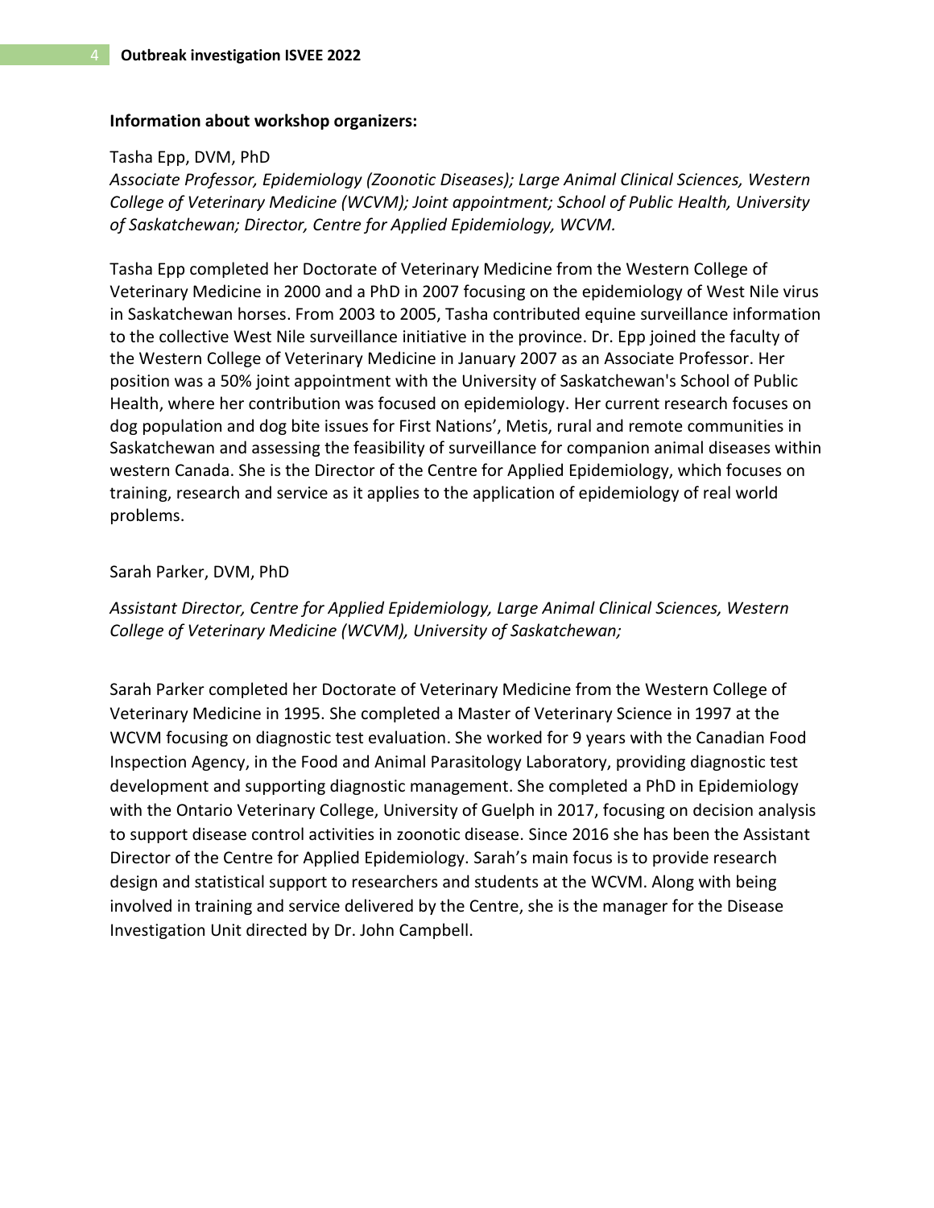**Information about workshop organizers:**

Tasha Epp, DVM, PhD

*Associate Professor, Epidemiology (Zoonotic Diseases); Large Animal Clinical Sciences, Western College of Veterinary Medicine (WCVM); Joint appointment; School of Public Health, University of Saskatchewan; Director, Centre for Applied Epidemiology, WCVM.*

Tasha Epp completed her Doctorate of Veterinary Medicine from the Western College of Veterinary Medicine in 2000 and a PhD in 2007 focusing on the epidemiology of West Nile virus in Saskatchewan horses. From 2003 to 2005, Tasha contributed equine surveillance information to the collective West Nile surveillance initiative in the province. Dr. Epp joined the faculty of the Western College of Veterinary Medicine in January 2007 as an Associate Professor. Her position was a 50% joint appointment with the University of Saskatchewan's School of Public Health, where her contribution was focused on epidemiology. Her current research focuses on dog population and dog bite issues for First Nations', Metis, rural and remote communities in Saskatchewan and assessing the feasibility of surveillance for companion animal diseases within western Canada. She is the Director of the Centre for Applied Epidemiology, which focuses on training, research and service as it applies to the application of epidemiology of real world problems.

Sarah Parker, DVM, PhD

*Assistant Director, Centre for Applied Epidemiology, Large Animal Clinical Sciences, Western College of Veterinary Medicine (WCVM), University of Saskatchewan;*

Sarah Parker completed her Doctorate of Veterinary Medicine from the Western College of Veterinary Medicine in 1995. She completed a Master of Veterinary Science in 1997 at the WCVM focusing on diagnostic test evaluation. She worked for 9 years with the Canadian Food Inspection Agency, in the Food and Animal Parasitology Laboratory, providing diagnostic test development and supporting diagnostic management. She completed a PhD in Epidemiology with the Ontario Veterinary College, University of Guelph in 2017, focusing on decision analysis to support disease control activities in zoonotic disease. Since 2016 she has been the Assistant Director of the Centre for Applied Epidemiology. Sarah's main focus is to provide research design and statistical support to researchers and students at the WCVM. Along with being involved in training and service delivered by the Centre, she is the manager for the Disease Investigation Unit directed by Dr. John Campbell.